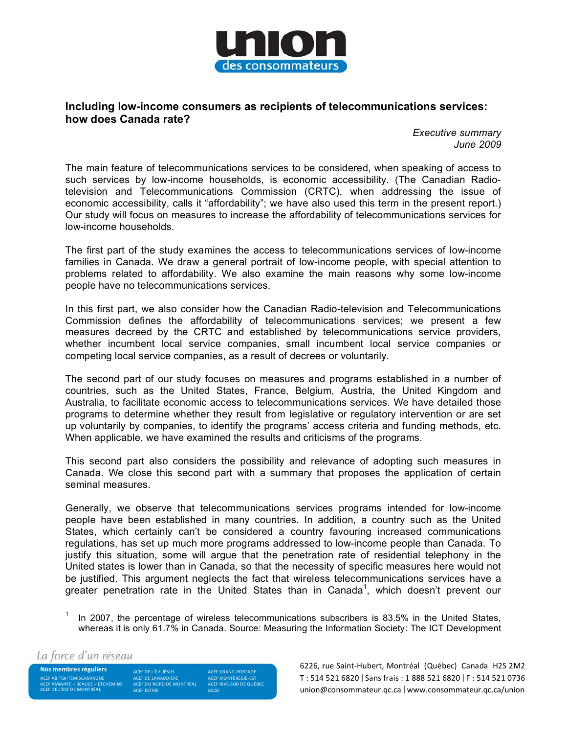## Including low-income consumers as recipients of telecommunications services: how does Canada rate?

*Executive summary*
*June 2009*

The main feature of telecommunications services to be considered, when speaking of access to such services by low-income households, is economic accessibility. (The Canadian Radio-television and Telecommunications Commission (CRTC), when addressing the issue of economic accessibility, calls it "affordability"; we have also used this term in the present report.) Our study will focus on measures to increase the affordability of telecommunications services for low-income households.

The first part of the study examines the access to telecommunications services of low-income families in Canada. We draw a general portrait of low-income people, with special attention to problems related to affordability. We also examine the main reasons why some low-income people have no telecommunications services.

In this first part, we also consider how the Canadian Radio-television and Telecommunications Commission defines the affordability of telecommunications services; we present a few measures decreed by the CRTC and established by telecommunications service providers, whether incumbent local service companies, small incumbent local service companies or competing local service companies, as a result of decrees or voluntarily.

The second part of our study focuses on measures and programs established in a number of countries, such as the United States, France, Belgium, Austria, the United Kingdom and Australia, to facilitate economic access to telecommunications services. We have detailed those programs to determine whether they result from legislative or regulatory intervention or are set up voluntarily by companies, to identify the programs' access criteria and funding methods, etc. When applicable, we have examined the results and criticisms of the programs.

This second part also considers the possibility and relevance of adopting such measures in Canada. We close this second part with a summary that proposes the application of certain seminal measures.

Generally, we observe that telecommunications services programs intended for low-income people have been established in many countries. In addition, a country such as the United States, which certainly can't be considered a country favouring increased communications regulations, has set up much more programs addressed to low-income people than Canada. To justify this situation, some will argue that the penetration rate of residential telephony in the United states is lower than in Canada, so that the necessity of specific measures here would not be justified. This argument neglects the fact that wireless telecommunications services have a greater penetration rate in the United States than in Canada[1], which doesn't prevent our

---

[1] In 2007, the percentage of wireless telecommunications subscribers is 83.5% in the United States, whereas it is only 61.7% in Canada. Source: Measuring the Information Society: The ICT Development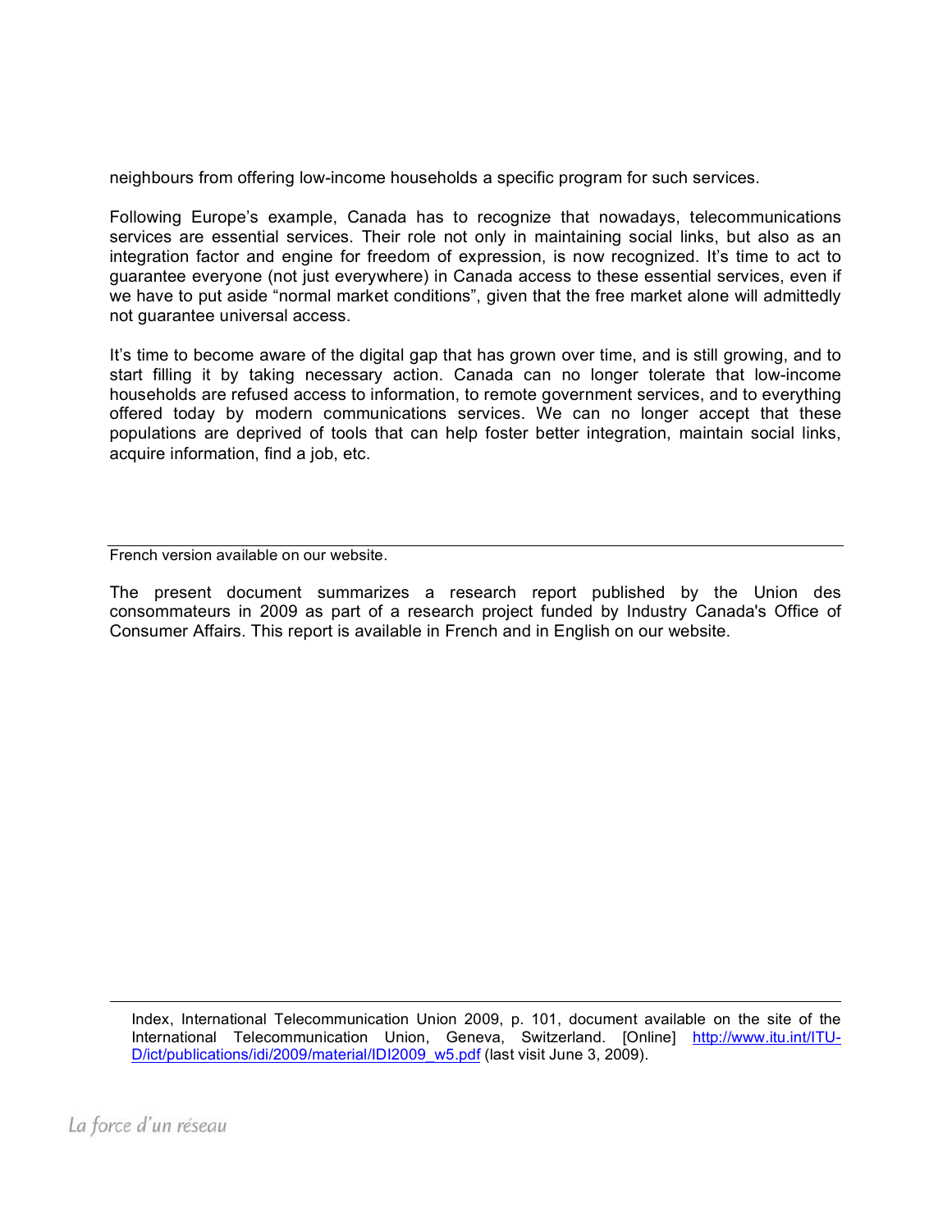neighbours from offering low-income households a specific program for such services.

Following Europe's example, Canada has to recognize that nowadays, telecommunications services are essential services. Their role not only in maintaining social links, but also as an integration factor and engine for freedom of expression, is now recognized. It's time to act to guarantee everyone (not just everywhere) in Canada access to these essential services, even if we have to put aside "normal market conditions", given that the free market alone will admittedly not guarantee universal access.

It's time to become aware of the digital gap that has grown over time, and is still growing, and to start filling it by taking necessary action. Canada can no longer tolerate that low-income households are refused access to information, to remote government services, and to everything offered today by modern communications services. We can no longer accept that these populations are deprived of tools that can help foster better integration, maintain social links, acquire information, find a job, etc.

---

French version available on our website.

The present document summarizes a research report published by the Union des consommateurs in 2009 as part of a research project funded by Industry Canada's Office of Consumer Affairs. This report is available in French and in English on our website.

---

Index, International Telecommunication Union 2009, p. 101, document available on the site of the International Telecommunication Union, Geneva, Switzerland. [Online] http://www.itu.int/ITU-D/ict/publications/idi/2009/material/IDI2009_w5.pdf (last visit June 3, 2009).

*La force d'un réseau*